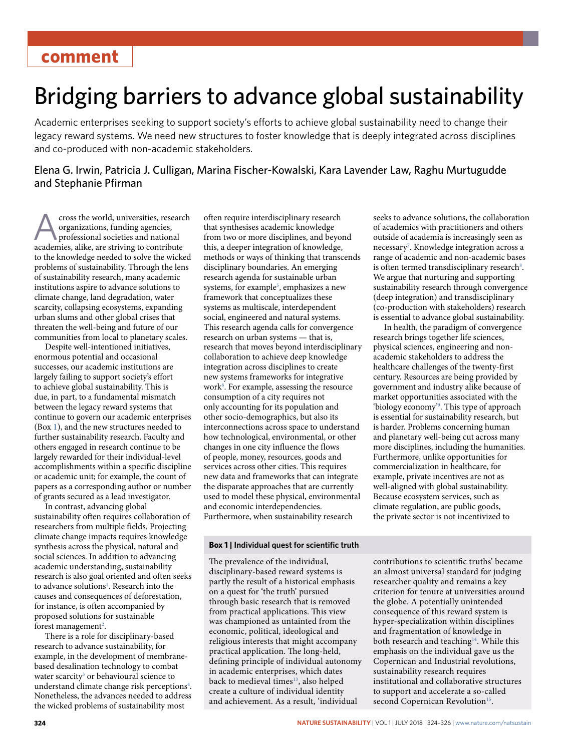comment

# Bridging barriers to advance global sustainability

Academic enterprises seeking to support society's efforts to achieve global sustainability need to change their legacy reward systems. We need new structures to foster knowledge that is deeply integrated across disciplines and co-produced with non-academic stakeholders.

Elena G. Irwin, Patricia J. Culligan, Marina Fischer-Kowalski, Kara Lavender Law, Raghu Murtugudde and Stephanie Pfirman

Across the world, universities, research organizations, funding agencies, professional societies and national academies, alike, are striving to contribute to the knowledge needed to solve the wicked problems of sustainability. Through the lens of sustainability research, many academic institutions aspire to advance solutions to climate change, land degradation, water scarcity, collapsing ecosystems, expanding urban slums and other global crises that threaten the well-being and future of our communities from local to planetary scales.

Despite well-intentioned initiatives, enormous potential and occasional successes, our academic institutions are largely failing to support society's effort to achieve global sustainability. This is due, in part, to a fundamental mismatch between the legacy reward systems that continue to govern our academic enterprises (Box 1), and the new structures needed to further sustainability research. Faculty and others engaged in research continue to be largely rewarded for their individual-level accomplishments within a specific discipline or academic unit; for example, the count of papers as a corresponding author or number of grants secured as a lead investigator.

In contrast, advancing global sustainability often requires collaboration of researchers from multiple fields. Projecting climate change impacts requires knowledge synthesis across the physical, natural and social sciences. In addition to advancing academic understanding, sustainability research is also goal oriented and often seeks to advance solutions[1]. Research into the causes and consequences of deforestation, for instance, is often accompanied by proposed solutions for sustainable forest management[2].

There is a role for disciplinary-based research to advance sustainability, for example, in the development of membrane-based desalination technology to combat water scarcity[3] or behavioural science to understand climate change risk perceptions[4]. Nonetheless, the advances needed to address the wicked problems of sustainability most often require interdisciplinary research that synthesises academic knowledge from two or more disciplines, and beyond this, a deeper integration of knowledge, methods or ways of thinking that transcends disciplinary boundaries. An emerging research agenda for sustainable urban systems, for example[5], emphasizes a new framework that conceptualizes these systems as multiscale, interdependent social, engineered and natural systems. This research agenda calls for convergence research on urban systems — that is, research that moves beyond interdisciplinary collaboration to achieve deep knowledge integration across disciplines to create new systems frameworks for integrative work[6]. For example, assessing the resource consumption of a city requires not only accounting for its population and other socio-demographics, but also its interconnections across space to understand how technological, environmental, or other changes in one city influence the flows of people, money, resources, goods and services across other cities. This requires new data and frameworks that can integrate the disparate approaches that are currently used to model these physical, environmental and economic interdependencies. Furthermore, when sustainability research seeks to advance solutions, the collaboration of academics with practitioners and others outside of academia is increasingly seen as necessary[7]. Knowledge integration across a range of academic and non-academic bases is often termed transdisciplinary research[8]. We argue that nurturing and supporting sustainability research through convergence (deep integration) and transdisciplinary (co-production with stakeholders) research is essential to advance global sustainability.

In health, the paradigm of convergence research brings together life sciences, physical sciences, engineering and non-academic stakeholders to address the healthcare challenges of the twenty-first century. Resources are being provided by government and industry alike because of market opportunities associated with the 'biology economy'[9]. This type of approach is essential for sustainability research, but is harder. Problems concerning human and planetary well-being cut across many more disciplines, including the humanities. Furthermore, unlike opportunities for commercialization in healthcare, for example, private incentives are not as well-aligned with global sustainability. Because ecosystem services, such as climate regulation, are public goods, the private sector is not incentivized to

**Box 1 | Individual quest for scientific truth**

The prevalence of the individual, disciplinary-based reward systems is partly the result of a historical emphasis on a quest for 'the truth' pursued through basic research that is removed from practical applications. This view was championed as untainted from the economic, political, ideological and religious interests that might accompany practical application. The long-held, defining principle of individual autonomy in academic enterprises, which dates back to medieval times[13], also helped create a culture of individual identity and achievement. As a result, 'individual contributions to scientific truths' became an almost universal standard for judging researcher quality and remains a key criterion for tenure at universities around the globe. A potentially unintended consequence of this reward system is hyper-specialization within disciplines and fragmentation of knowledge in both research and teaching[14]. While this emphasis on the individual gave us the Copernican and Industrial revolutions, sustainability research requires institutional and collaborative structures to support and accelerate a so-called second Copernican Revolution[15].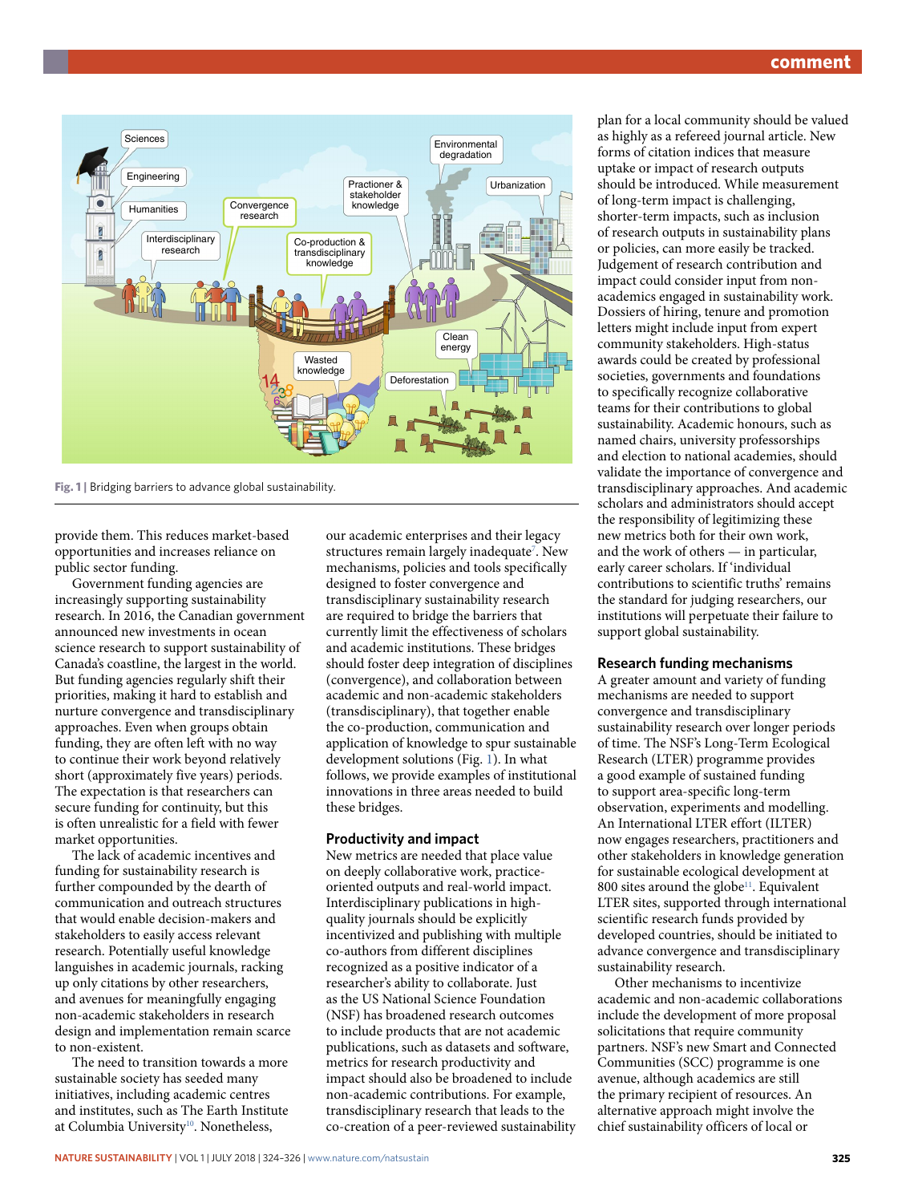Fig. 1 | Bridging barriers to advance global sustainability.

provide them. This reduces market-based opportunities and increases reliance on public sector funding.

Government funding agencies are increasingly supporting sustainability research. In 2016, the Canadian government announced new investments in ocean science research to support sustainability of Canada's coastline, the largest in the world. But funding agencies regularly shift their priorities, making it hard to establish and nurture convergence and transdisciplinary approaches. Even when groups obtain funding, they are often left with no way to continue their work beyond relatively short (approximately five years) periods. The expectation is that researchers can secure funding for continuity, but this is often unrealistic for a field with fewer market opportunities.

The lack of academic incentives and funding for sustainability research is further compounded by the dearth of communication and outreach structures that would enable decision-makers and stakeholders to easily access relevant research. Potentially useful knowledge languishes in academic journals, racking up only citations by other researchers, and avenues for meaningfully engaging non-academic stakeholders in research design and implementation remain scarce to non-existent.

The need to transition towards a more sustainable society has seeded many initiatives, including academic centres and institutes, such as The Earth Institute at Columbia University[10]. Nonetheless, our academic enterprises and their legacy structures remain largely inadequate[7]. New mechanisms, policies and tools specifically designed to foster convergence and transdisciplinary sustainability research are required to bridge the barriers that currently limit the effectiveness of scholars and academic institutions. These bridges should foster deep integration of disciplines (convergence), and collaboration between academic and non-academic stakeholders (transdisciplinary), that together enable the co-production, communication and application of knowledge to spur sustainable development solutions (Fig. 1). In what follows, we provide examples of institutional innovations in three areas needed to build these bridges.

## Productivity and impact

New metrics are needed that place value on deeply collaborative work, practice-oriented outputs and real-world impact. Interdisciplinary publications in high-quality journals should be explicitly incentivized and publishing with multiple co-authors from different disciplines recognized as a positive indicator of a researcher's ability to collaborate. Just as the US National Science Foundation (NSF) has broadened research outcomes to include products that are not academic publications, such as datasets and software, metrics for research productivity and impact should also be broadened to include non-academic contributions. For example, transdisciplinary research that leads to the co-creation of a peer-reviewed sustainability plan for a local community should be valued as highly as a refereed journal article. New forms of citation indices that measure uptake or impact of research outputs should be introduced. While measurement of long-term impact is challenging, shorter-term impacts, such as inclusion of research outputs in sustainability plans or policies, can more easily be tracked. Judgement of research contribution and impact could consider input from non-academics engaged in sustainability work. Dossiers of hiring, tenure and promotion letters might include input from expert community stakeholders. High-status awards could be created by professional societies, governments and foundations to specifically recognize collaborative teams for their contributions to global sustainability. Academic honours, such as named chairs, university professorships and election to national academies, should validate the importance of convergence and transdisciplinary approaches. And academic scholars and administrators should accept the responsibility of legitimizing these new metrics both for their own work, and the work of others — in particular, early career scholars. If 'individual contributions to scientific truths' remains the standard for judging researchers, our institutions will perpetuate their failure to support global sustainability.

## Research funding mechanisms

A greater amount and variety of funding mechanisms are needed to support convergence and transdisciplinary sustainability research over longer periods of time. The NSF's Long-Term Ecological Research (LTER) programme provides a good example of sustained funding to support area-specific long-term observation, experiments and modelling. An International LTER effort (ILTER) now engages researchers, practitioners and other stakeholders in knowledge generation for sustainable ecological development at 800 sites around the globe[11]. Equivalent LTER sites, supported through international scientific research funds provided by developed countries, should be initiated to advance convergence and transdisciplinary sustainability research.

Other mechanisms to incentivize academic and non-academic collaborations include the development of more proposal solicitations that require community partners. NSF's new Smart and Connected Communities (SCC) programme is one avenue, although academics are still the primary recipient of resources. An alternative approach might involve the chief sustainability officers of local or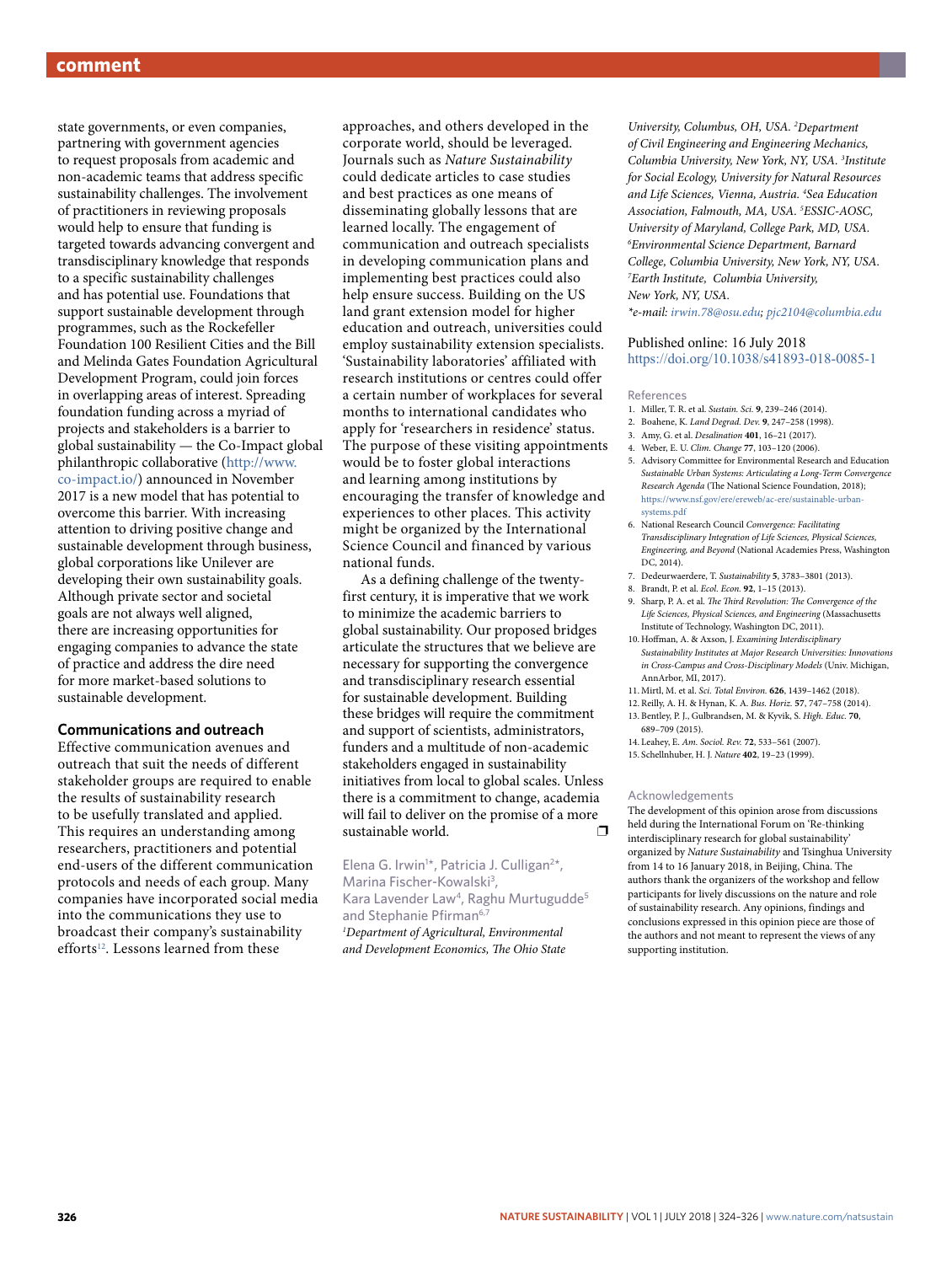state governments, or even companies, partnering with government agencies to request proposals from academic and non-academic teams that address specific sustainability challenges. The involvement of practitioners in reviewing proposals would help to ensure that funding is targeted towards advancing convergent and transdisciplinary knowledge that responds to a specific sustainability challenges and has potential use. Foundations that support sustainable development through programmes, such as the Rockefeller Foundation 100 Resilient Cities and the Bill and Melinda Gates Foundation Agricultural Development Program, could join forces in overlapping areas of interest. Spreading foundation funding across a myriad of projects and stakeholders is a barrier to global sustainability — the Co-Impact global philanthropic collaborative (http://www.co-impact.io/) announced in November 2017 is a new model that has potential to overcome this barrier. With increasing attention to driving positive change and sustainable development through business, global corporations like Unilever are developing their own sustainability goals. Although private sector and societal goals are not always well aligned, there are increasing opportunities for engaging companies to advance the state of practice and address the dire need for more market-based solutions to sustainable development.

### Communications and outreach

Effective communication avenues and outreach that suit the needs of different stakeholder groups are required to enable the results of sustainability research to be usefully translated and applied. This requires an understanding among researchers, practitioners and potential end-users of the different communication protocols and needs of each group. Many companies have incorporated social media into the communications they use to broadcast their company's sustainability efforts[12]. Lessons learned from these approaches, and others developed in the corporate world, should be leveraged. Journals such as *Nature Sustainability* could dedicate articles to case studies and best practices as one means of disseminating globally lessons that are learned locally. The engagement of communication and outreach specialists in developing communication plans and implementing best practices could also help ensure success. Building on the US land grant extension model for higher education and outreach, universities could employ sustainability extension specialists. 'Sustainability laboratories' affiliated with research institutions or centres could offer a certain number of workplaces for several months to international candidates who apply for 'researchers in residence' status. The purpose of these visiting appointments would be to foster global interactions and learning among institutions by encouraging the transfer of knowledge and experiences to other places. This activity might be organized by the International Science Council and financed by various national funds.

As a defining challenge of the twenty-first century, it is imperative that we work to minimize the academic barriers to global sustainability. Our proposed bridges articulate the structures that we believe are necessary for supporting the convergence and transdisciplinary research essential for sustainable development. Building these bridges will require the commitment and support of scientists, administrators, funders and a multitude of non-academic stakeholders engaged in sustainability initiatives from local to global scales. Unless there is a commitment to change, academia will fail to deliver on the promise of a more sustainable world. ❐

Elena G. Irwin[1]*, Patricia J. Culligan[2]*, Marina Fischer-Kowalski[3], Kara Lavender Law[4], Raghu Murtugudde[5] and Stephanie Pfirman[6,7]

[1]*Department of Agricultural, Environmental and Development Economics, The Ohio State University, Columbus, OH, USA.* [2]*Department of Civil Engineering and Engineering Mechanics, Columbia University, New York, NY, USA.* [3]*Institute for Social Ecology, University for Natural Resources and Life Sciences, Vienna, Austria.* [4]*Sea Education Association, Falmouth, MA, USA.* [5]*ESSIC-AOSC, University of Maryland, College Park, MD, USA.* [6]*Environmental Science Department, Barnard College, Columbia University, New York, NY, USA.* [7]*Earth Institute, Columbia University, New York, NY, USA.*

*\*e-mail: irwin.78@osu.edu; pjc2104@columbia.edu*

Published online: 16 July 2018
https://doi.org/10.1038/s41893-018-0085-1

#### References

1. Miller, T. R. et al. *Sustain. Sci.* **9**, 239–246 (2014).
2. Boahene, K. *Land Degrad. Dev.* **9**, 247–258 (1998).
3. Amy, G. et al. *Desalination* **401**, 16–21 (2017).
4. Weber, E. U. *Clim. Change* **77**, 103–120 (2006).
5. Advisory Committee for Environmental Research and Education *Sustainable Urban Systems: Articulating a Long-Term Convergence Research Agenda* (The National Science Foundation, 2018); https://www.nsf.gov/ere/ereweb/ac-ere/sustainable-urban-systems.pdf
6. National Research Council *Convergence: Facilitating Transdisciplinary Integration of Life Sciences, Physical Sciences, Engineering, and Beyond* (National Academies Press, Washington DC, 2014).
7. Dedeurwaerdere, T. *Sustainability* **5**, 3783–3801 (2013).
8. Brandt, P. et al. *Ecol. Econ.* **92**, 1–15 (2013).
9. Sharp, P. A. et al. *The Third Revolution: The Convergence of the Life Sciences, Physical Sciences, and Engineering* (Massachusetts Institute of Technology, Washington DC, 2011).
10. Hoffman, A. & Axson, J. *Examining Interdisciplinary Sustainability Institutes at Major Research Universities: Innovations in Cross-Campus and Cross-Disciplinary Models* (Univ. Michigan, AnnArbor, MI, 2017).
11. Mirtl, M. et al. *Sci. Total Environ.* **626**, 1439–1462 (2018).
12. Reilly, A. H. & Hynan, K. A. *Bus. Horiz.* **57**, 747–758 (2014).
13. Bentley, P. J., Gulbrandsen, M. & Kyvik, S. *High. Educ.* **70**, 689–709 (2015).
14. Leahey, E. *Am. Sociol. Rev.* **72**, 533–561 (2007).
15. Schellnhuber, H. J. *Nature* **402**, 19–23 (1999).

#### Acknowledgements

The development of this opinion arose from discussions held during the International Forum on 'Re-thinking interdisciplinary research for global sustainability' organized by *Nature Sustainability* and Tsinghua University from 14 to 16 January 2018, in Beijing, China. The authors thank the organizers of the workshop and fellow participants for lively discussions on the nature and role of sustainability research. Any opinions, findings and conclusions expressed in this opinion piece are those of the authors and not meant to represent the views of any supporting institution.